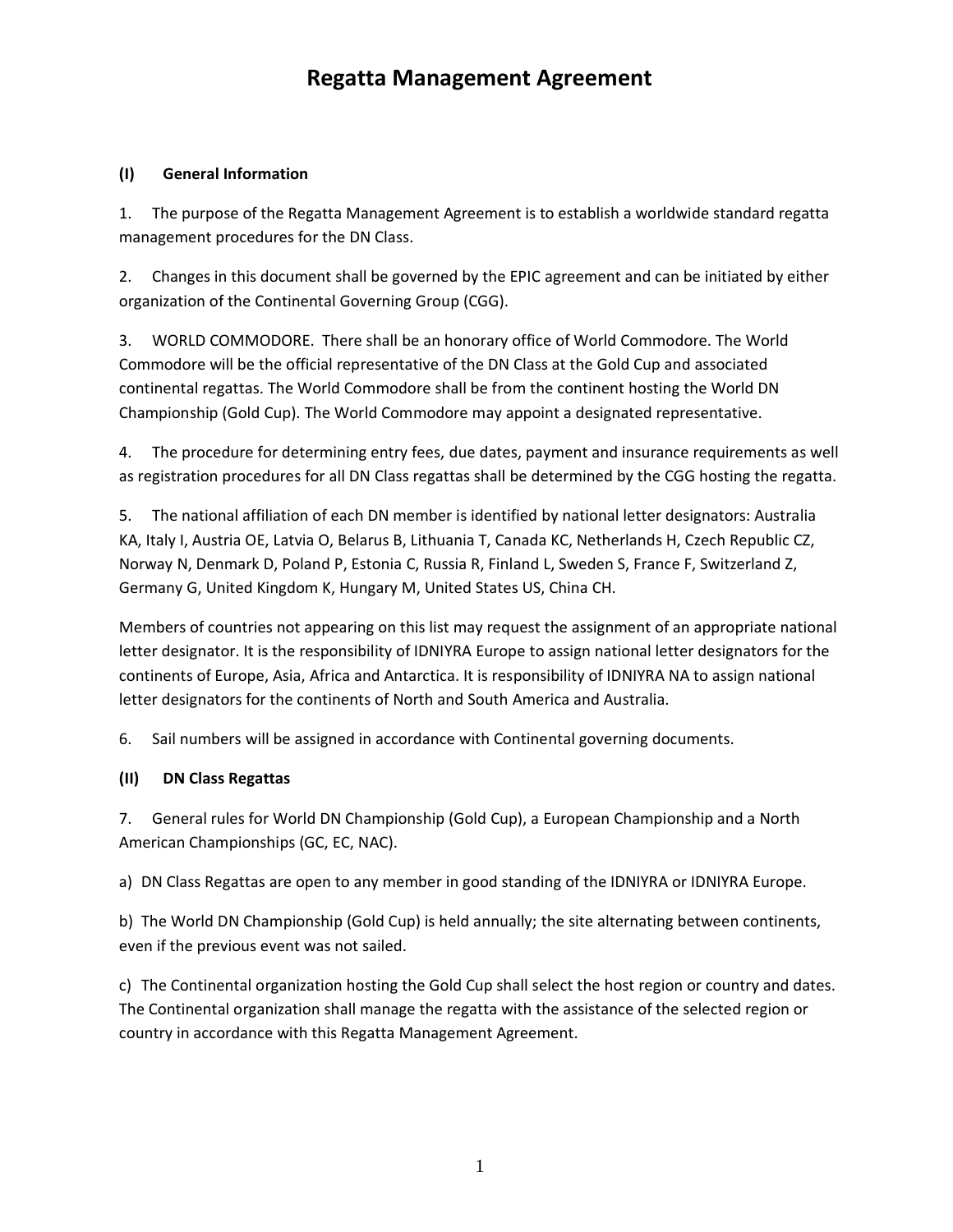# Regatta Management Agreement

## (I) General Information

1. The purpose of the Regatta Management Agreement is to establish a worldwide standard regatta management procedures for the DN Class.

2. Changes in this document shall be governed by the EPIC agreement and can be initiated by either organization of the Continental Governing Group (CGG).

3. WORLD COMMODORE. There shall be an honorary office of World Commodore. The World Commodore will be the official representative of the DN Class at the Gold Cup and associated continental regattas. The World Commodore shall be from the continent hosting the World DN Championship (Gold Cup). The World Commodore may appoint a designated representative.

4. The procedure for determining entry fees, due dates, payment and insurance requirements as well as registration procedures for all DN Class regattas shall be determined by the CGG hosting the regatta.

5. The national affiliation of each DN member is identified by national letter designators: Australia KA, Italy I, Austria OE, Latvia O, Belarus B, Lithuania T, Canada KC, Netherlands H, Czech Republic CZ, Norway N, Denmark D, Poland P, Estonia C, Russia R, Finland L, Sweden S, France F, Switzerland Z, Germany G, United Kingdom K, Hungary M, United States US, China CH.

Members of countries not appearing on this list may request the assignment of an appropriate national letter designator. It is the responsibility of IDNIYRA Europe to assign national letter designators for the continents of Europe, Asia, Africa and Antarctica. It is responsibility of IDNIYRA NA to assign national letter designators for the continents of North and South America and Australia.

6. Sail numbers will be assigned in accordance with Continental governing documents.

## (II) DN Class Regattas

7. General rules for World DN Championship (Gold Cup), a European Championship and a North American Championships (GC, EC, NAC).

a) DN Class Regattas are open to any member in good standing of the IDNIYRA or IDNIYRA Europe.

b) The World DN Championship (Gold Cup) is held annually; the site alternating between continents, even if the previous event was not sailed.

c) The Continental organization hosting the Gold Cup shall select the host region or country and dates. The Continental organization shall manage the regatta with the assistance of the selected region or country in accordance with this Regatta Management Agreement.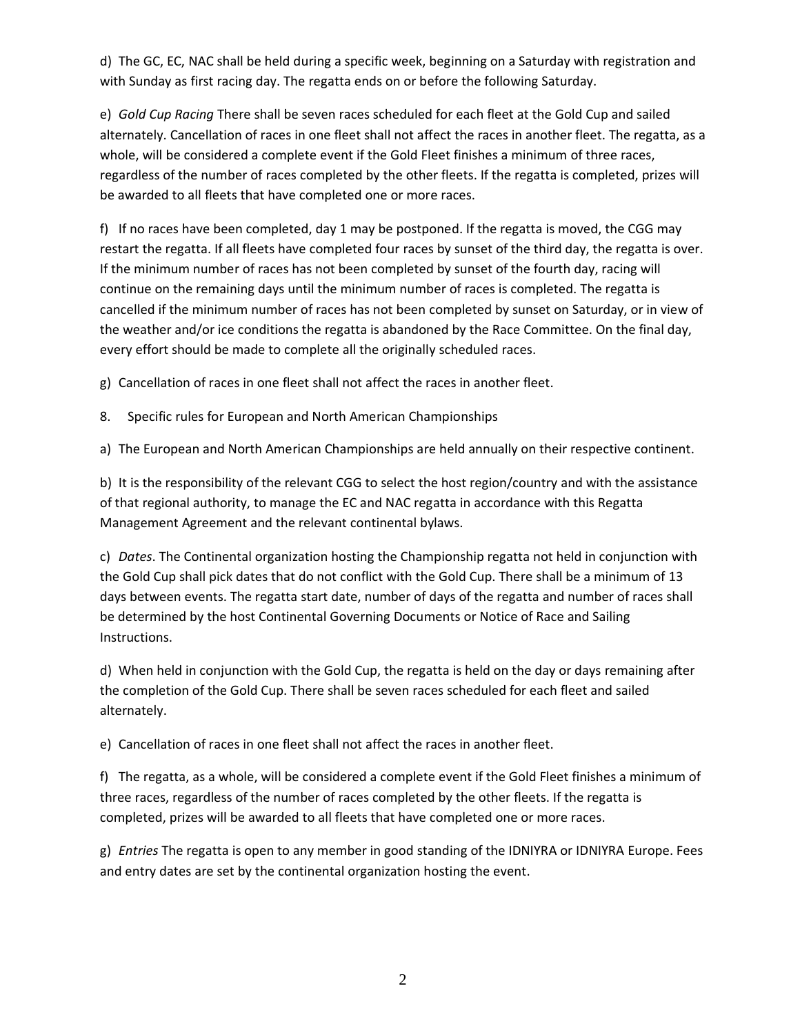d) The GC, EC, NAC shall be held during a specific week, beginning on a Saturday with registration and with Sunday as first racing day. The regatta ends on or before the following Saturday.

e) *Gold Cup Racing* There shall be seven races scheduled for each fleet at the Gold Cup and sailed alternately. Cancellation of races in one fleet shall not affect the races in another fleet. The regatta, as a whole, will be considered a complete event if the Gold Fleet finishes a minimum of three races, regardless of the number of races completed by the other fleets. If the regatta is completed, prizes will be awarded to all fleets that have completed one or more races.

f) If no races have been completed, day 1 may be postponed. If the regatta is moved, the CGG may restart the regatta. If all fleets have completed four races by sunset of the third day, the regatta is over. If the minimum number of races has not been completed by sunset of the fourth day, racing will continue on the remaining days until the minimum number of races is completed. The regatta is cancelled if the minimum number of races has not been completed by sunset on Saturday, or in view of the weather and/or ice conditions the regatta is abandoned by the Race Committee. On the final day, every effort should be made to complete all the originally scheduled races.

g) Cancellation of races in one fleet shall not affect the races in another fleet.

8. Specific rules for European and North American Championships

a) The European and North American Championships are held annually on their respective continent.

b) It is the responsibility of the relevant CGG to select the host region/country and with the assistance of that regional authority, to manage the EC and NAC regatta in accordance with this Regatta Management Agreement and the relevant continental bylaws.

c) *Dates*. The Continental organization hosting the Championship regatta not held in conjunction with the Gold Cup shall pick dates that do not conflict with the Gold Cup. There shall be a minimum of 13 days between events. The regatta start date, number of days of the regatta and number of races shall be determined by the host Continental Governing Documents or Notice of Race and Sailing Instructions.

d) When held in conjunction with the Gold Cup, the regatta is held on the day or days remaining after the completion of the Gold Cup. There shall be seven races scheduled for each fleet and sailed alternately.

e) Cancellation of races in one fleet shall not affect the races in another fleet.

f) The regatta, as a whole, will be considered a complete event if the Gold Fleet finishes a minimum of three races, regardless of the number of races completed by the other fleets. If the regatta is completed, prizes will be awarded to all fleets that have completed one or more races.

g) *Entries* The regatta is open to any member in good standing of the IDNIYRA or IDNIYRA Europe. Fees and entry dates are set by the continental organization hosting the event.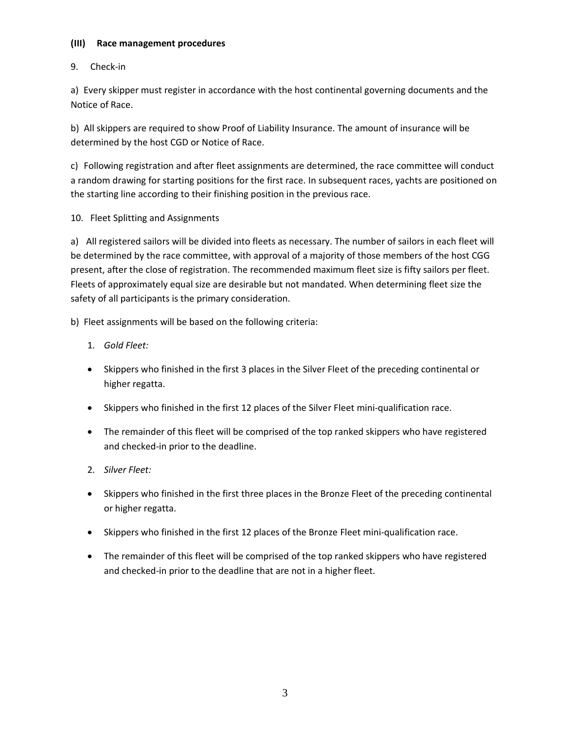**(III) Race management procedures**

9. Check-in

a) Every skipper must register in accordance with the host continental governing documents and the Notice of Race.

b) All skippers are required to show Proof of Liability Insurance. The amount of insurance will be determined by the host CGD or Notice of Race.

c) Following registration and after fleet assignments are determined, the race committee will conduct a random drawing for starting positions for the first race. In subsequent races, yachts are positioned on the starting line according to their finishing position in the previous race.

10. Fleet Splitting and Assignments

a) All registered sailors will be divided into fleets as necessary. The number of sailors in each fleet will be determined by the race committee, with approval of a majority of those members of the host CGG present, after the close of registration. The recommended maximum fleet size is fifty sailors per fleet. Fleets of approximately equal size are desirable but not mandated. When determining fleet size the safety of all participants is the primary consideration.

b) Fleet assignments will be based on the following criteria:

1. *Gold Fleet:*

- Skippers who finished in the first 3 places in the Silver Fleet of the preceding continental or higher regatta.
- Skippers who finished in the first 12 places of the Silver Fleet mini-qualification race.
- The remainder of this fleet will be comprised of the top ranked skippers who have registered and checked-in prior to the deadline.

2. *Silver Fleet:*

- Skippers who finished in the first three places in the Bronze Fleet of the preceding continental or higher regatta.
- Skippers who finished in the first 12 places of the Bronze Fleet mini-qualification race.
- The remainder of this fleet will be comprised of the top ranked skippers who have registered and checked-in prior to the deadline that are not in a higher fleet.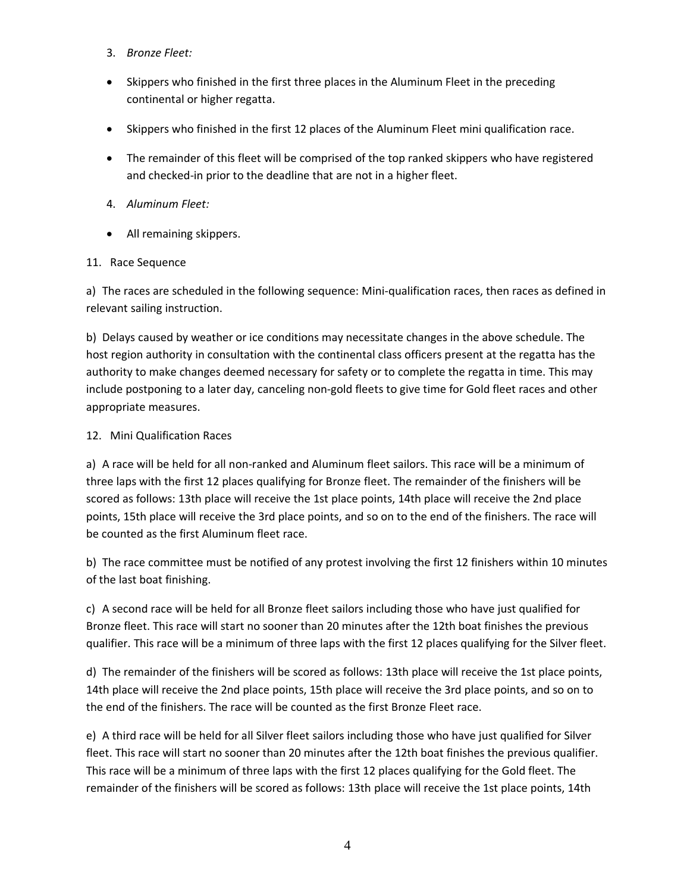3. *Bronze Fleet:*

- Skippers who finished in the first three places in the Aluminum Fleet in the preceding continental or higher regatta.
- Skippers who finished in the first 12 places of the Aluminum Fleet mini qualification race.
- The remainder of this fleet will be comprised of the top ranked skippers who have registered and checked-in prior to the deadline that are not in a higher fleet.

4. *Aluminum Fleet:*

- All remaining skippers.

11. Race Sequence

a) The races are scheduled in the following sequence: Mini-qualification races, then races as defined in relevant sailing instruction.

b) Delays caused by weather or ice conditions may necessitate changes in the above schedule. The host region authority in consultation with the continental class officers present at the regatta has the authority to make changes deemed necessary for safety or to complete the regatta in time. This may include postponing to a later day, canceling non-gold fleets to give time for Gold fleet races and other appropriate measures.

12. Mini Qualification Races

a) A race will be held for all non-ranked and Aluminum fleet sailors. This race will be a minimum of three laps with the first 12 places qualifying for Bronze fleet. The remainder of the finishers will be scored as follows: 13th place will receive the 1st place points, 14th place will receive the 2nd place points, 15th place will receive the 3rd place points, and so on to the end of the finishers. The race will be counted as the first Aluminum fleet race.

b) The race committee must be notified of any protest involving the first 12 finishers within 10 minutes of the last boat finishing.

c) A second race will be held for all Bronze fleet sailors including those who have just qualified for Bronze fleet. This race will start no sooner than 20 minutes after the 12th boat finishes the previous qualifier. This race will be a minimum of three laps with the first 12 places qualifying for the Silver fleet.

d) The remainder of the finishers will be scored as follows: 13th place will receive the 1st place points, 14th place will receive the 2nd place points, 15th place will receive the 3rd place points, and so on to the end of the finishers. The race will be counted as the first Bronze Fleet race.

e) A third race will be held for all Silver fleet sailors including those who have just qualified for Silver fleet. This race will start no sooner than 20 minutes after the 12th boat finishes the previous qualifier. This race will be a minimum of three laps with the first 12 places qualifying for the Gold fleet. The remainder of the finishers will be scored as follows: 13th place will receive the 1st place points, 14th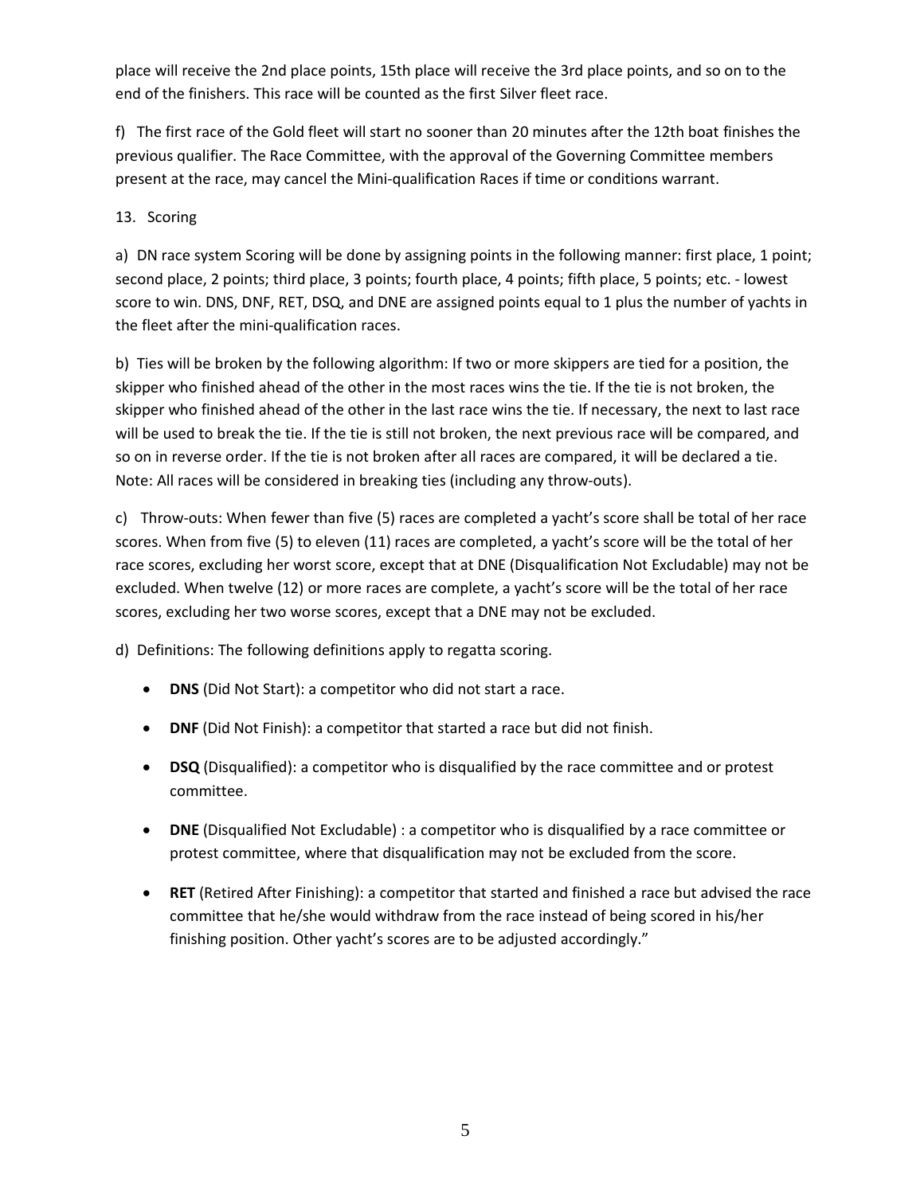place will receive the 2nd place points, 15th place will receive the 3rd place points, and so on to the end of the finishers. This race will be counted as the first Silver fleet race.

f) The first race of the Gold fleet will start no sooner than 20 minutes after the 12th boat finishes the previous qualifier. The Race Committee, with the approval of the Governing Committee members present at the race, may cancel the Mini-qualification Races if time or conditions warrant.

13. Scoring

a) DN race system Scoring will be done by assigning points in the following manner: first place, 1 point; second place, 2 points; third place, 3 points; fourth place, 4 points; fifth place, 5 points; etc. - lowest score to win. DNS, DNF, RET, DSQ, and DNE are assigned points equal to 1 plus the number of yachts in the fleet after the mini-qualification races.

b) Ties will be broken by the following algorithm: If two or more skippers are tied for a position, the skipper who finished ahead of the other in the most races wins the tie. If the tie is not broken, the skipper who finished ahead of the other in the last race wins the tie. If necessary, the next to last race will be used to break the tie. If the tie is still not broken, the next previous race will be compared, and so on in reverse order. If the tie is not broken after all races are compared, it will be declared a tie. Note: All races will be considered in breaking ties (including any throw-outs).

c) Throw-outs: When fewer than five (5) races are completed a yacht's score shall be total of her race scores. When from five (5) to eleven (11) races are completed, a yacht's score will be the total of her race scores, excluding her worst score, except that at DNE (Disqualification Not Excludable) may not be excluded. When twelve (12) or more races are complete, a yacht's score will be the total of her race scores, excluding her two worse scores, except that a DNE may not be excluded.

d) Definitions: The following definitions apply to regatta scoring.

- **DNS** (Did Not Start): a competitor who did not start a race.
- **DNF** (Did Not Finish): a competitor that started a race but did not finish.
- **DSQ** (Disqualified): a competitor who is disqualified by the race committee and or protest committee.
- **DNE** (Disqualified Not Excludable) : a competitor who is disqualified by a race committee or protest committee, where that disqualification may not be excluded from the score.
- **RET** (Retired After Finishing): a competitor that started and finished a race but advised the race committee that he/she would withdraw from the race instead of being scored in his/her finishing position. Other yacht's scores are to be adjusted accordingly."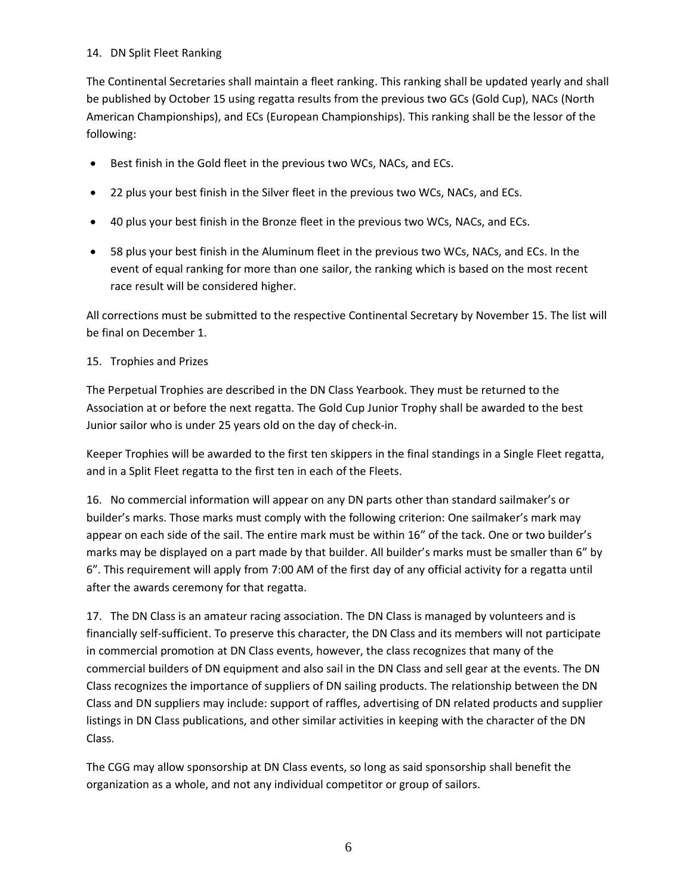14. DN Split Fleet Ranking

The Continental Secretaries shall maintain a fleet ranking. This ranking shall be updated yearly and shall be published by October 15 using regatta results from the previous two GCs (Gold Cup), NACs (North American Championships), and ECs (European Championships). This ranking shall be the lessor of the following:

- Best finish in the Gold fleet in the previous two WCs, NACs, and ECs.
- 22 plus your best finish in the Silver fleet in the previous two WCs, NACs, and ECs.
- 40 plus your best finish in the Bronze fleet in the previous two WCs, NACs, and ECs.
- 58 plus your best finish in the Aluminum fleet in the previous two WCs, NACs, and ECs. In the event of equal ranking for more than one sailor, the ranking which is based on the most recent race result will be considered higher.

All corrections must be submitted to the respective Continental Secretary by November 15. The list will be final on December 1.

15. Trophies and Prizes

The Perpetual Trophies are described in the DN Class Yearbook. They must be returned to the Association at or before the next regatta. The Gold Cup Junior Trophy shall be awarded to the best Junior sailor who is under 25 years old on the day of check-in.

Keeper Trophies will be awarded to the first ten skippers in the final standings in a Single Fleet regatta, and in a Split Fleet regatta to the first ten in each of the Fleets.

16. No commercial information will appear on any DN parts other than standard sailmaker's or builder's marks. Those marks must comply with the following criterion: One sailmaker's mark may appear on each side of the sail. The entire mark must be within 16" of the tack. One or two builder's marks may be displayed on a part made by that builder. All builder's marks must be smaller than 6" by 6". This requirement will apply from 7:00 AM of the first day of any official activity for a regatta until after the awards ceremony for that regatta.

17. The DN Class is an amateur racing association. The DN Class is managed by volunteers and is financially self-sufficient. To preserve this character, the DN Class and its members will not participate in commercial promotion at DN Class events, however, the class recognizes that many of the commercial builders of DN equipment and also sail in the DN Class and sell gear at the events. The DN Class recognizes the importance of suppliers of DN sailing products. The relationship between the DN Class and DN suppliers may include: support of raffles, advertising of DN related products and supplier listings in DN Class publications, and other similar activities in keeping with the character of the DN Class.

The CGG may allow sponsorship at DN Class events, so long as said sponsorship shall benefit the organization as a whole, and not any individual competitor or group of sailors.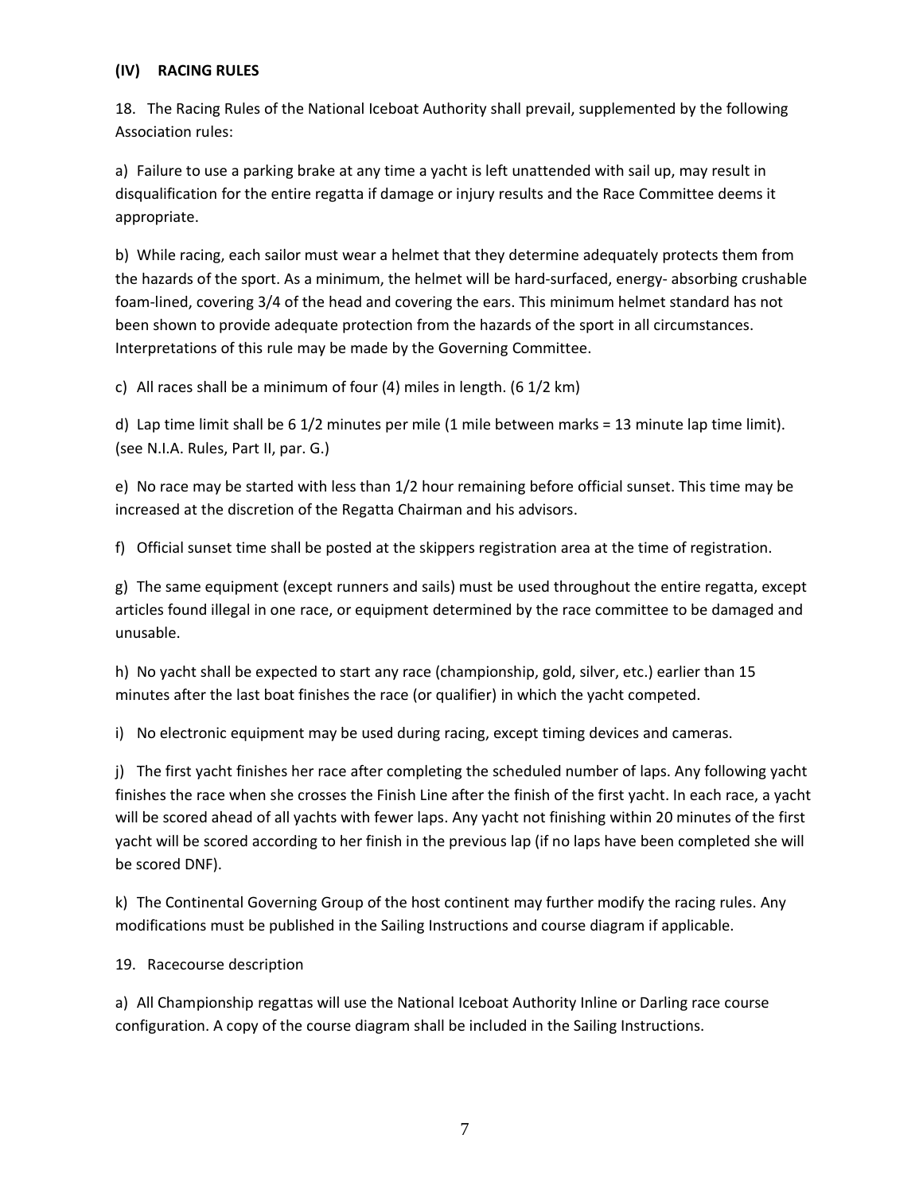## (IV) RACING RULES

18. The Racing Rules of the National Iceboat Authority shall prevail, supplemented by the following Association rules:

a) Failure to use a parking brake at any time a yacht is left unattended with sail up, may result in disqualification for the entire regatta if damage or injury results and the Race Committee deems it appropriate.

b) While racing, each sailor must wear a helmet that they determine adequately protects them from the hazards of the sport. As a minimum, the helmet will be hard-surfaced, energy- absorbing crushable foam-lined, covering 3/4 of the head and covering the ears. This minimum helmet standard has not been shown to provide adequate protection from the hazards of the sport in all circumstances. Interpretations of this rule may be made by the Governing Committee.

c) All races shall be a minimum of four (4) miles in length. (6 1/2 km)

d) Lap time limit shall be 6 1/2 minutes per mile (1 mile between marks = 13 minute lap time limit). (see N.I.A. Rules, Part II, par. G.)

e) No race may be started with less than 1/2 hour remaining before official sunset. This time may be increased at the discretion of the Regatta Chairman and his advisors.

f) Official sunset time shall be posted at the skippers registration area at the time of registration.

g) The same equipment (except runners and sails) must be used throughout the entire regatta, except articles found illegal in one race, or equipment determined by the race committee to be damaged and unusable.

h) No yacht shall be expected to start any race (championship, gold, silver, etc.) earlier than 15 minutes after the last boat finishes the race (or qualifier) in which the yacht competed.

i) No electronic equipment may be used during racing, except timing devices and cameras.

j) The first yacht finishes her race after completing the scheduled number of laps. Any following yacht finishes the race when she crosses the Finish Line after the finish of the first yacht. In each race, a yacht will be scored ahead of all yachts with fewer laps. Any yacht not finishing within 20 minutes of the first yacht will be scored according to her finish in the previous lap (if no laps have been completed she will be scored DNF).

k) The Continental Governing Group of the host continent may further modify the racing rules. Any modifications must be published in the Sailing Instructions and course diagram if applicable.

19. Racecourse description

a) All Championship regattas will use the National Iceboat Authority Inline or Darling race course configuration. A copy of the course diagram shall be included in the Sailing Instructions.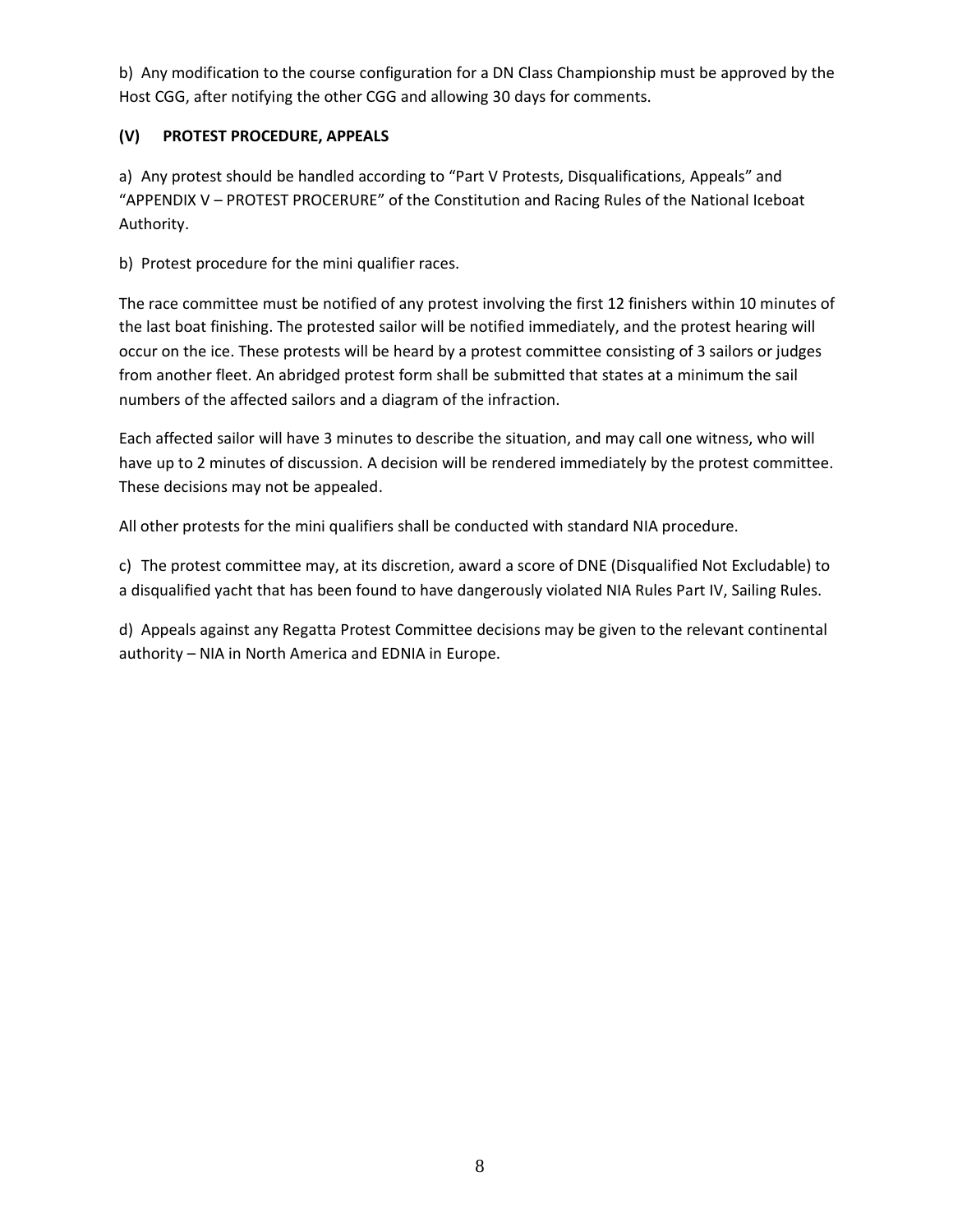b) Any modification to the course configuration for a DN Class Championship must be approved by the Host CGG, after notifying the other CGG and allowing 30 days for comments.

### (V) PROTEST PROCEDURE, APPEALS

a) Any protest should be handled according to "Part V Protests, Disqualifications, Appeals" and "APPENDIX V – PROTEST PROCERURE" of the Constitution and Racing Rules of the National Iceboat Authority.

b) Protest procedure for the mini qualifier races.

The race committee must be notified of any protest involving the first 12 finishers within 10 minutes of the last boat finishing. The protested sailor will be notified immediately, and the protest hearing will occur on the ice. These protests will be heard by a protest committee consisting of 3 sailors or judges from another fleet. An abridged protest form shall be submitted that states at a minimum the sail numbers of the affected sailors and a diagram of the infraction.

Each affected sailor will have 3 minutes to describe the situation, and may call one witness, who will have up to 2 minutes of discussion. A decision will be rendered immediately by the protest committee. These decisions may not be appealed.

All other protests for the mini qualifiers shall be conducted with standard NIA procedure.

c) The protest committee may, at its discretion, award a score of DNE (Disqualified Not Excludable) to a disqualified yacht that has been found to have dangerously violated NIA Rules Part IV, Sailing Rules.

d) Appeals against any Regatta Protest Committee decisions may be given to the relevant continental authority – NIA in North America and EDNIA in Europe.